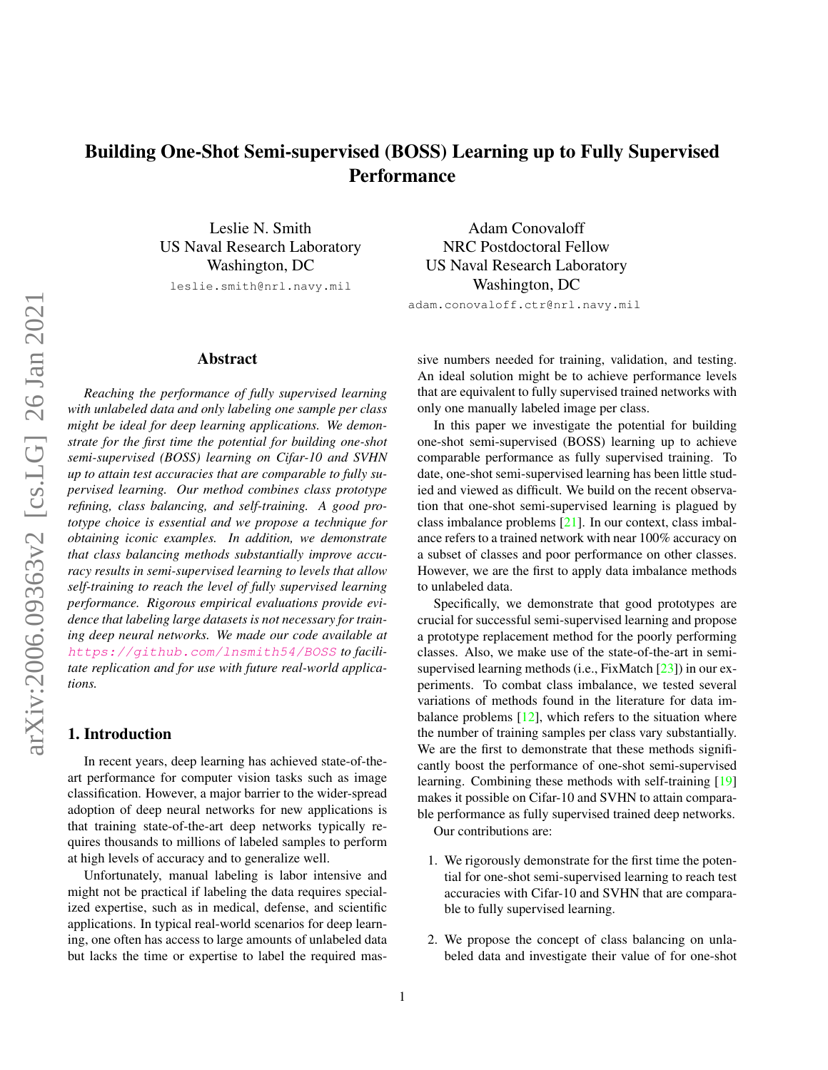# Building One-Shot Semi-supervised (BOSS) Learning up to Fully Supervised Performance

Leslie N. Smith
US Naval Research Laboratory
Washington, DC
leslie.smith@nrl.navy.mil

Adam Conovaloff
NRC Postdoctoral Fellow
US Naval Research Laboratory
Washington, DC
adam.conovaloff.ctr@nrl.navy.mil

## Abstract

*Reaching the performance of fully supervised learning with unlabeled data and only labeling one sample per class might be ideal for deep learning applications. We demonstrate for the first time the potential for building one-shot semi-supervised (BOSS) learning on Cifar-10 and SVHN up to attain test accuracies that are comparable to fully supervised learning. Our method combines class prototype refining, class balancing, and self-training. A good prototype choice is essential and we propose a technique for obtaining iconic examples. In addition, we demonstrate that class balancing methods substantially improve accuracy results in semi-supervised learning to levels that allow self-training to reach the level of fully supervised learning performance. Rigorous empirical evaluations provide evidence that labeling large datasets is not necessary for training deep neural networks. We made our code available at https://github.com/lnsmith54/BOSS to facilitate replication and for use with future real-world applications.*

## 1. Introduction

In recent years, deep learning has achieved state-of-the-art performance for computer vision tasks such as image classification. However, a major barrier to the wider-spread adoption of deep neural networks for new applications is that training state-of-the-art deep networks typically requires thousands to millions of labeled samples to perform at high levels of accuracy and to generalize well.

Unfortunately, manual labeling is labor intensive and might not be practical if labeling the data requires specialized expertise, such as in medical, defense, and scientific applications. In typical real-world scenarios for deep learning, one often has access to large amounts of unlabeled data but lacks the time or expertise to label the required massive numbers needed for training, validation, and testing. An ideal solution might be to achieve performance levels that are equivalent to fully supervised trained networks with only one manually labeled image per class.

In this paper we investigate the potential for building one-shot semi-supervised (BOSS) learning up to achieve comparable performance as fully supervised training. To date, one-shot semi-supervised learning has been little studied and viewed as difficult. We build on the recent observation that one-shot semi-supervised learning is plagued by class imbalance problems [21]. In our context, class imbalance refers to a trained network with near 100% accuracy on a subset of classes and poor performance on other classes. However, we are the first to apply data imbalance methods to unlabeled data.

Specifically, we demonstrate that good prototypes are crucial for successful semi-supervised learning and propose a prototype replacement method for the poorly performing classes. Also, we make use of the state-of-the-art in semi-supervised learning methods (i.e., FixMatch [23]) in our experiments. To combat class imbalance, we tested several variations of methods found in the literature for data imbalance problems [12], which refers to the situation where the number of training samples per class vary substantially. We are the first to demonstrate that these methods significantly boost the performance of one-shot semi-supervised learning. Combining these methods with self-training [19] makes it possible on Cifar-10 and SVHN to attain comparable performance as fully supervised trained deep networks.

Our contributions are:

1. We rigorously demonstrate for the first time the potential for one-shot semi-supervised learning to reach test accuracies with Cifar-10 and SVHN that are comparable to fully supervised learning.

2. We propose the concept of class balancing on unlabeled data and investigate their value of for one-shot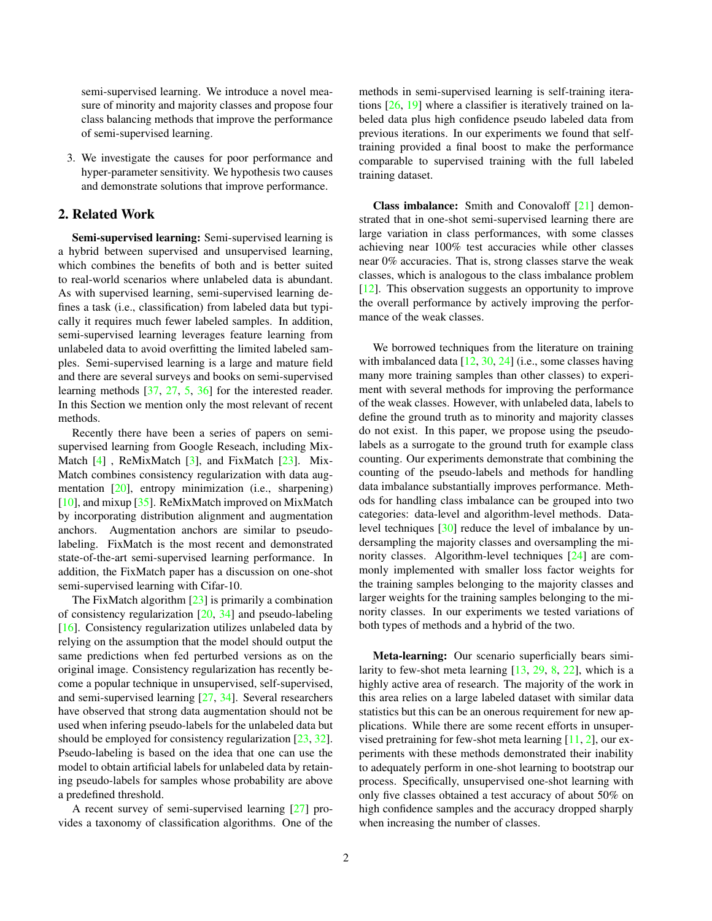semi-supervised learning. We introduce a novel measure of minority and majority classes and propose four class balancing methods that improve the performance of semi-supervised learning.

3. We investigate the causes for poor performance and hyper-parameter sensitivity. We hypothesis two causes and demonstrate solutions that improve performance.

## 2. Related Work

**Semi-supervised learning:** Semi-supervised learning is a hybrid between supervised and unsupervised learning, which combines the benefits of both and is better suited to real-world scenarios where unlabeled data is abundant. As with supervised learning, semi-supervised learning defines a task (i.e., classification) from labeled data but typically it requires much fewer labeled samples. In addition, semi-supervised learning leverages feature learning from unlabeled data to avoid overfitting the limited labeled samples. Semi-supervised learning is a large and mature field and there are several surveys and books on semi-supervised learning methods [37, 27, 5, 36] for the interested reader. In this Section we mention only the most relevant of recent methods.

Recently there have been a series of papers on semi-supervised learning from Google Reseach, including MixMatch [4] , ReMixMatch [3], and FixMatch [23]. MixMatch combines consistency regularization with data augmentation [20], entropy minimization (i.e., sharpening) [10], and mixup [35]. ReMixMatch improved on MixMatch by incorporating distribution alignment and augmentation anchors. Augmentation anchors are similar to pseudo-labeling. FixMatch is the most recent and demonstrated state-of-the-art semi-supervised learning performance. In addition, the FixMatch paper has a discussion on one-shot semi-supervised learning with Cifar-10.

The FixMatch algorithm [23] is primarily a combination of consistency regularization [20, 34] and pseudo-labeling [16]. Consistency regularization utilizes unlabeled data by relying on the assumption that the model should output the same predictions when fed perturbed versions as on the original image. Consistency regularization has recently become a popular technique in unsupervised, self-supervised, and semi-supervised learning [27, 34]. Several researchers have observed that strong data augmentation should not be used when infering pseudo-labels for the unlabeled data but should be employed for consistency regularization [23, 32]. Pseudo-labeling is based on the idea that one can use the model to obtain artificial labels for unlabeled data by retaining pseudo-labels for samples whose probability are above a predefined threshold.

A recent survey of semi-supervised learning [27] provides a taxonomy of classification algorithms. One of the methods in semi-supervised learning is self-training iterations [26, 19] where a classifier is iteratively trained on labeled data plus high confidence pseudo labeled data from previous iterations. In our experiments we found that self-training provided a final boost to make the performance comparable to supervised training with the full labeled training dataset.

**Class imbalance:** Smith and Conovaloff [21] demonstrated that in one-shot semi-supervised learning there are large variation in class performances, with some classes achieving near 100% test accuracies while other classes near 0% accuracies. That is, strong classes starve the weak classes, which is analogous to the class imbalance problem [12]. This observation suggests an opportunity to improve the overall performance by actively improving the performance of the weak classes.

We borrowed techniques from the literature on training with imbalanced data [12, 30, 24] (i.e., some classes having many more training samples than other classes) to experiment with several methods for improving the performance of the weak classes. However, with unlabeled data, labels to define the ground truth as to minority and majority classes do not exist. In this paper, we propose using the pseudo-labels as a surrogate to the ground truth for example class counting. Our experiments demonstrate that combining the counting of the pseudo-labels and methods for handling data imbalance substantially improves performance. Methods for handling class imbalance can be grouped into two categories: data-level and algorithm-level methods. Data-level techniques [30] reduce the level of imbalance by undersampling the majority classes and oversampling the minority classes. Algorithm-level techniques [24] are commonly implemented with smaller loss factor weights for the training samples belonging to the majority classes and larger weights for the training samples belonging to the minority classes. In our experiments we tested variations of both types of methods and a hybrid of the two.

**Meta-learning:** Our scenario superficially bears similarity to few-shot meta learning [13, 29, 8, 22], which is a highly active area of research. The majority of the work in this area relies on a large labeled dataset with similar data statistics but this can be an onerous requirement for new applications. While there are some recent efforts in unsupervised pretraining for few-shot meta learning [11, 2], our experiments with these methods demonstrated their inability to adequately perform in one-shot learning to bootstrap our process. Specifically, unsupervised one-shot learning with only five classes obtained a test accuracy of about 50% on high confidence samples and the accuracy dropped sharply when increasing the number of classes.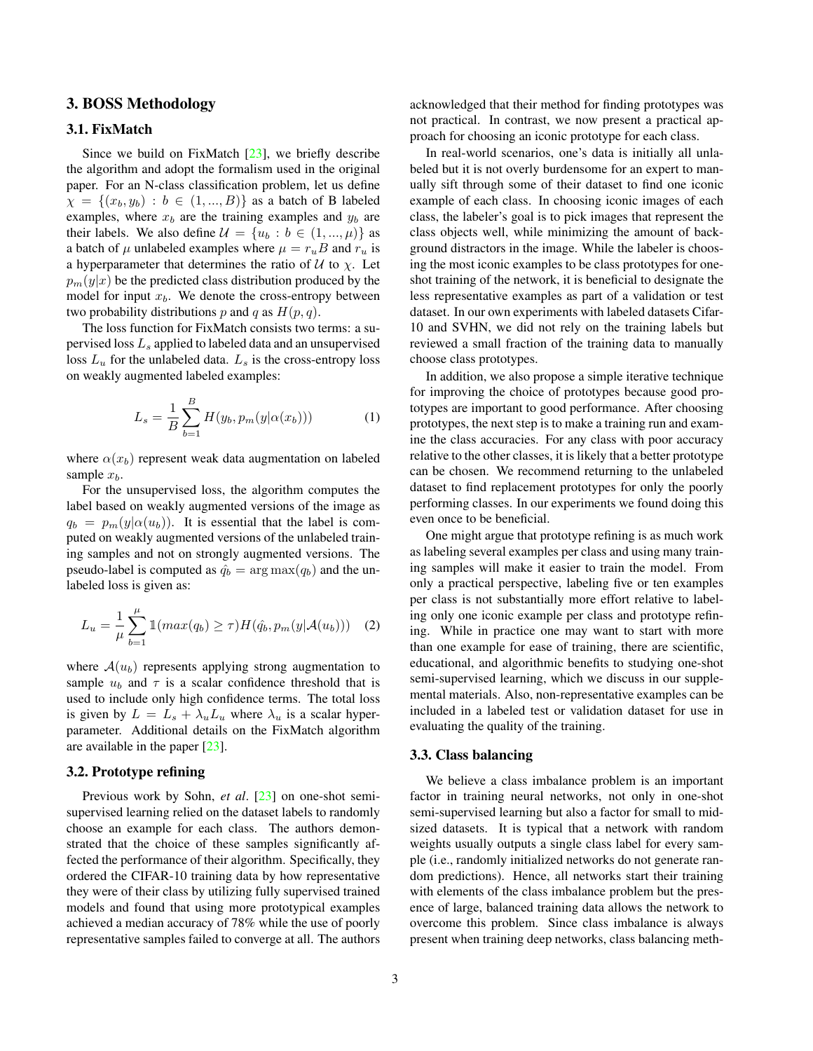## 3. BOSS Methodology

### 3.1. FixMatch

Since we build on FixMatch [23], we briefly describe the algorithm and adopt the formalism used in the original paper. For an N-class classification problem, let us define $\chi = \{(x_b, y_b) : b \in (1, ..., B)\}$ as a batch of B labeled examples, where $x_b$ are the training examples and $y_b$ are their labels. We also define $\mathcal{U} = \{u_b : b \in (1, ..., \mu)\}$ as a batch of $\mu$ unlabeled examples where $\mu = r_u B$ and $r_u$ is a hyperparameter that determines the ratio of $\mathcal{U}$ to $\chi$. Let $p_m(y|x)$ be the predicted class distribution produced by the model for input $x_b$. We denote the cross-entropy between two probability distributions $p$ and $q$ as $H(p, q)$.

The loss function for FixMatch consists two terms: a supervised loss $L_s$ applied to labeled data and an unsupervised loss $L_u$ for the unlabeled data. $L_s$ is the cross-entropy loss on weakly augmented labeled examples:

$$L_s = \frac{1}{B} \sum_{b=1}^{B} H(y_b, p_m(y|\alpha(x_b))) \tag{1}$$

where $\alpha(x_b)$ represent weak data augmentation on labeled sample $x_b$.

For the unsupervised loss, the algorithm computes the label based on weakly augmented versions of the image as $q_b = p_m(y|\alpha(u_b))$. It is essential that the label is computed on weakly augmented versions of the unlabeled training samples and not on strongly augmented versions. The pseudo-label is computed as $\hat{q}_b = \arg\max(q_b)$ and the unlabeled loss is given as:

$$L_u = \frac{1}{\mu} \sum_{b=1}^{\mu} \mathbb{1}(max(q_b) \geq \tau) H(\hat{q}_b, p_m(y|\mathcal{A}(u_b))) \tag{2}$$

where $\mathcal{A}(u_b)$ represents applying strong augmentation to sample $u_b$ and $\tau$ is a scalar confidence threshold that is used to include only high confidence terms. The total loss is given by $L = L_s + \lambda_u L_u$ where $\lambda_u$ is a scalar hyperparameter. Additional details on the FixMatch algorithm are available in the paper [23].

### 3.2. Prototype refining

Previous work by Sohn, *et al*. [23] on one-shot semi-supervised learning relied on the dataset labels to randomly choose an example for each class. The authors demonstrated that the choice of these samples significantly affected the performance of their algorithm. Specifically, they ordered the CIFAR-10 training data by how representative they were of their class by utilizing fully supervised trained models and found that using more prototypical examples achieved a median accuracy of 78% while the use of poorly representative samples failed to converge at all. The authors acknowledged that their method for finding prototypes was not practical. In contrast, we now present a practical approach for choosing an iconic prototype for each class.

In real-world scenarios, one's data is initially all unlabeled but it is not overly burdensome for an expert to manually sift through some of their dataset to find one iconic example of each class. In choosing iconic images of each class, the labeler's goal is to pick images that represent the class objects well, while minimizing the amount of background distractors in the image. While the labeler is choosing the most iconic examples to be class prototypes for one-shot training of the network, it is beneficial to designate the less representative examples as part of a validation or test dataset. In our own experiments with labeled datasets Cifar-10 and SVHN, we did not rely on the training labels but reviewed a small fraction of the training data to manually choose class prototypes.

In addition, we also propose a simple iterative technique for improving the choice of prototypes because good prototypes are important to good performance. After choosing prototypes, the next step is to make a training run and examine the class accuracies. For any class with poor accuracy relative to the other classes, it is likely that a better prototype can be chosen. We recommend returning to the unlabeled dataset to find replacement prototypes for only the poorly performing classes. In our experiments we found doing this even once to be beneficial.

One might argue that prototype refining is as much work as labeling several examples per class and using many training samples will make it easier to train the model. From only a practical perspective, labeling five or ten examples per class is not substantially more effort relative to labeling only one iconic example per class and prototype refining. While in practice one may want to start with more than one example for ease of training, there are scientific, educational, and algorithmic benefits to studying one-shot semi-supervised learning, which we discuss in our supplemental materials. Also, non-representative examples can be included in a labeled test or validation dataset for use in evaluating the quality of the training.

### 3.3. Class balancing

We believe a class imbalance problem is an important factor in training neural networks, not only in one-shot semi-supervised learning but also a factor for small to mid-sized datasets. It is typical that a network with random weights usually outputs a single class label for every sample (i.e., randomly initialized networks do not generate random predictions). Hence, all networks start their training with elements of the class imbalance problem but the presence of large, balanced training data allows the network to overcome this problem. Since class imbalance is always present when training deep networks, class balancing meth-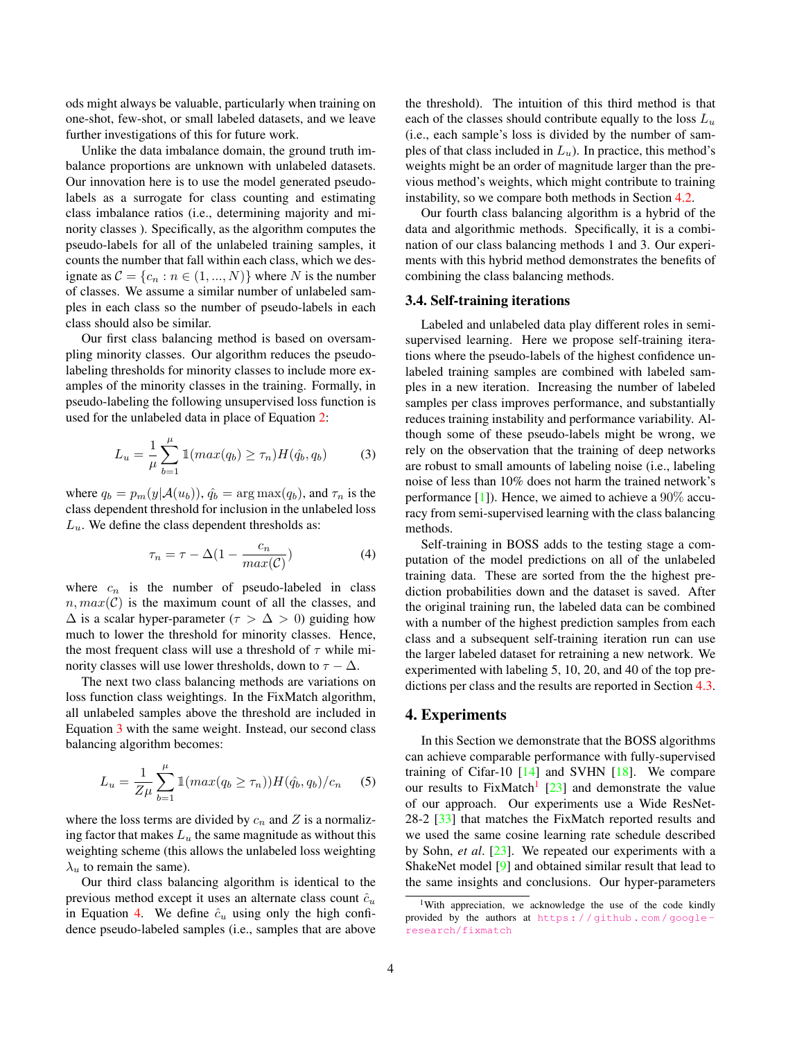ods might always be valuable, particularly when training on one-shot, few-shot, or small labeled datasets, and we leave further investigations of this for future work.

Unlike the data imbalance domain, the ground truth imbalance proportions are unknown with unlabeled datasets. Our innovation here is to use the model generated pseudo-labels as a surrogate for class counting and estimating class imbalance ratios (i.e., determining majority and minority classes ). Specifically, as the algorithm computes the pseudo-labels for all of the unlabeled training samples, it counts the number that fall within each class, which we designate as $\mathcal{C} = \{c_n : n \in (1, ..., N)\}$ where $N$ is the number of classes. We assume a similar number of unlabeled samples in each class so the number of pseudo-labels in each class should also be similar.

Our first class balancing method is based on oversampling minority classes. Our algorithm reduces the pseudo-labeling thresholds for minority classes to include more examples of the minority classes in the training. Formally, in pseudo-labeling the following unsupervised loss function is used for the unlabeled data in place of Equation 2:

$$L_u = \frac{1}{\mu} \sum_{b=1}^{\mu} \mathbb{1}(max(q_b) \geq \tau_n) H(\hat{q}_b, q_b) \tag{3}$$

where $q_b = p_m(y|\mathcal{A}(u_b))$, $\hat{q}_b = \arg\max(q_b)$, and $\tau_n$ is the class dependent threshold for inclusion in the unlabeled loss $L_u$. We define the class dependent thresholds as:

$$\tau_n = \tau - \Delta(1 - \frac{c_n}{max(\mathcal{C})}) \tag{4}$$

where $c_n$ is the number of pseudo-labeled in class $n$, $max(\mathcal{C})$ is the maximum count of all the classes, and $\Delta$ is a scalar hyper-parameter ($\tau > \Delta > 0$) guiding how much to lower the threshold for minority classes. Hence, the most frequent class will use a threshold of $\tau$ while minority classes will use lower thresholds, down to $\tau - \Delta$.

The next two class balancing methods are variations on loss function class weightings. In the FixMatch algorithm, all unlabeled samples above the threshold are included in Equation 3 with the same weight. Instead, our second class balancing algorithm becomes:

$$L_u = \frac{1}{Z\mu} \sum_{b=1}^{\mu} \mathbb{1}(max(q_b \geq \tau_n)) H(\hat{q}_b, q_b)/c_n \tag{5}$$

where the loss terms are divided by $c_n$ and $Z$ is a normalizing factor that makes $L_u$ the same magnitude as without this weighting scheme (this allows the unlabeled loss weighting $\lambda_u$ to remain the same).

Our third class balancing algorithm is identical to the previous method except it uses an alternate class count $\hat{c}_u$ in Equation 4. We define $\hat{c}_u$ using only the high confidence pseudo-labeled samples (i.e., samples that are above the threshold). The intuition of this third method is that each of the classes should contribute equally to the loss $L_u$ (i.e., each sample's loss is divided by the number of samples of that class included in $L_u$). In practice, this method's weights might be an order of magnitude larger than the previous method's weights, which might contribute to training instability, so we compare both methods in Section 4.2.

Our fourth class balancing algorithm is a hybrid of the data and algorithmic methods. Specifically, it is a combination of our class balancing methods 1 and 3. Our experiments with this hybrid method demonstrates the benefits of combining the class balancing methods.

### 3.4. Self-training iterations

Labeled and unlabeled data play different roles in semi-supervised learning. Here we propose self-training iterations where the pseudo-labels of the highest confidence unlabeled training samples are combined with labeled samples in a new iteration. Increasing the number of labeled samples per class improves performance, and substantially reduces training instability and performance variability. Although some of these pseudo-labels might be wrong, we rely on the observation that the training of deep networks are robust to small amounts of labeling noise (i.e., labeling noise of less than 10% does not harm the trained network's performance [1]). Hence, we aimed to achieve a 90% accuracy from semi-supervised learning with the class balancing methods.

Self-training in BOSS adds to the testing stage a computation of the model predictions on all of the unlabeled training data. These are sorted from the the highest prediction probabilities down and the dataset is saved. After the original training run, the labeled data can be combined with a number of the highest prediction samples from each class and a subsequent self-training iteration run can use the larger labeled dataset for retraining a new network. We experimented with labeling 5, 10, 20, and 40 of the top predictions per class and the results are reported in Section 4.3.

## 4. Experiments

In this Section we demonstrate that the BOSS algorithms can achieve comparable performance with fully-supervised training of Cifar-10 [14] and SVHN [18]. We compare our results to FixMatch[1] [23] and demonstrate the value of our approach. Our experiments use a Wide ResNet-28-2 [33] that matches the FixMatch reported results and we used the same cosine learning rate schedule described by Sohn, *et al*. [23]. We repeated our experiments with a ShakeNet model [9] and obtained similar result that lead to the same insights and conclusions. Our hyper-parameters

[1]With appreciation, we acknowledge the use of the code kindly provided by the authors at https://github.com/google-research/fixmatch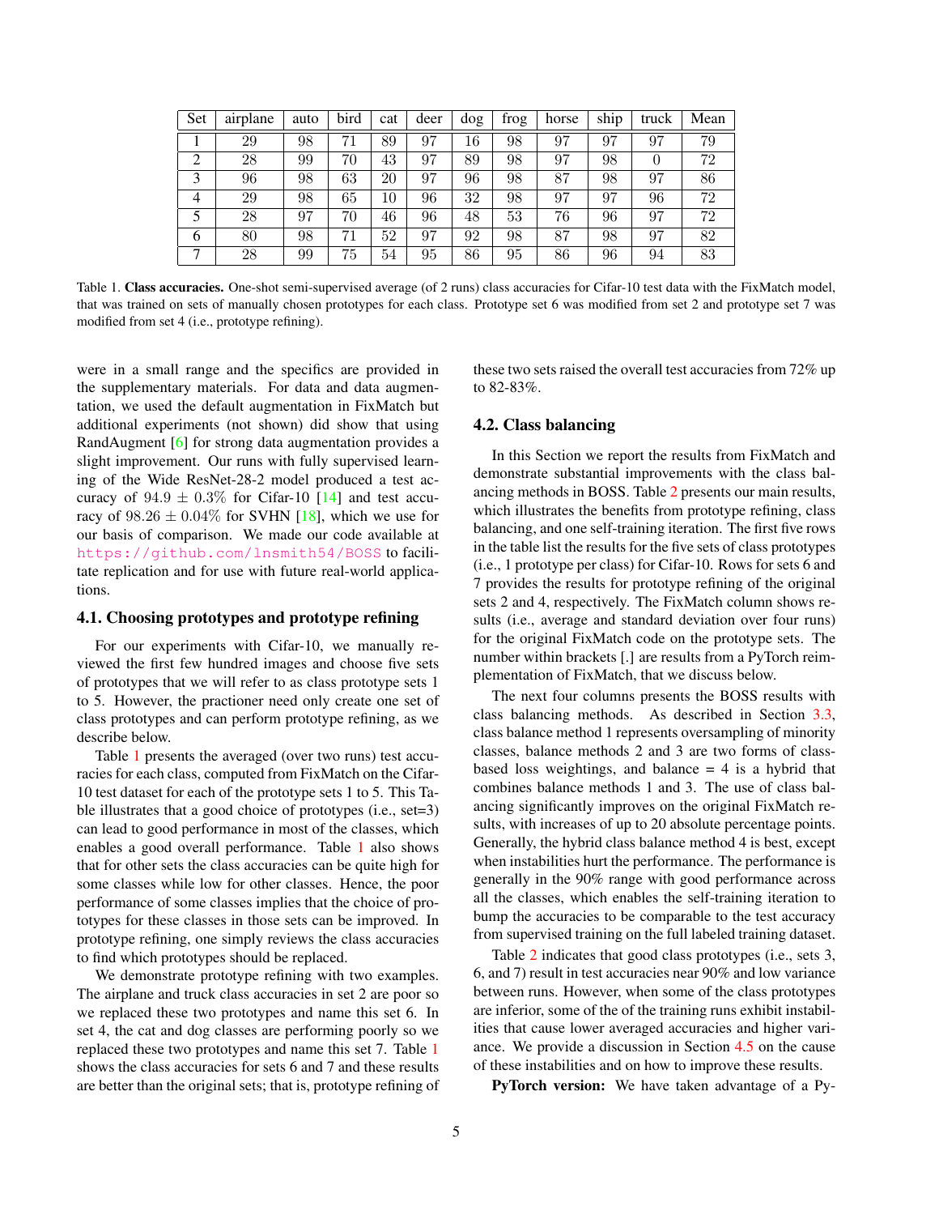| Set | airplane | auto | bird | cat | deer | dog | frog | horse | ship | truck | Mean |
|---|---|---|---|---|---|---|---|---|---|---|---|
| 1 | 29 | 98 | 71 | 89 | 97 | 16 | 98 | 97 | 97 | 97 | 79 |
| 2 | 28 | 99 | 70 | 43 | 97 | 89 | 98 | 97 | 98 | 0 | 72 |
| 3 | 96 | 98 | 63 | 20 | 97 | 96 | 98 | 87 | 98 | 97 | 86 |
| 4 | 29 | 98 | 65 | 10 | 96 | 32 | 98 | 97 | 97 | 96 | 72 |
| 5 | 28 | 97 | 70 | 46 | 96 | 48 | 53 | 76 | 96 | 97 | 72 |
| 6 | 80 | 98 | 71 | 52 | 97 | 92 | 98 | 87 | 98 | 97 | 82 |
| 7 | 28 | 99 | 75 | 54 | 95 | 86 | 95 | 86 | 96 | 94 | 83 |

Table 1. **Class accuracies.** One-shot semi-supervised average (of 2 runs) class accuracies for Cifar-10 test data with the FixMatch model, that was trained on sets of manually chosen prototypes for each class. Prototype set 6 was modified from set 2 and prototype set 7 was modified from set 4 (i.e., prototype refining).

were in a small range and the specifics are provided in the supplementary materials. For data and data augmentation, we used the default augmentation in FixMatch but additional experiments (not shown) did show that using RandAugment [6] for strong data augmentation provides a slight improvement. Our runs with fully supervised learning of the Wide ResNet-28-2 model produced a test accuracy of $94.9 \pm 0.3\%$ for Cifar-10 [14] and test accuracy of $98.26 \pm 0.04\%$ for SVHN [18], which we use for our basis of comparison. We made our code available at https://github.com/lnsmith54/BOSS to facilitate replication and for use with future real-world applications.

### 4.1. Choosing prototypes and prototype refining

For our experiments with Cifar-10, we manually reviewed the first few hundred images and choose five sets of prototypes that we will refer to as class prototype sets 1 to 5. However, the practioner need only create one set of class prototypes and can perform prototype refining, as we describe below.

Table 1 presents the averaged (over two runs) test accuracies for each class, computed from FixMatch on the Cifar-10 test dataset for each of the prototype sets 1 to 5. This Table illustrates that a good choice of prototypes (i.e., set=3) can lead to good performance in most of the classes, which enables a good overall performance. Table 1 also shows that for other sets the class accuracies can be quite high for some classes while low for other classes. Hence, the poor performance of some classes implies that the choice of prototypes for these classes in those sets can be improved. In prototype refining, one simply reviews the class accuracies to find which prototypes should be replaced.

We demonstrate prototype refining with two examples. The airplane and truck class accuracies in set 2 are poor so we replaced these two prototypes and name this set 6. In set 4, the cat and dog classes are performing poorly so we replaced these two prototypes and name this set 7. Table 1 shows the class accuracies for sets 6 and 7 and these results are better than the original sets; that is, prototype refining of these two sets raised the overall test accuracies from 72% up to 82-83%.

### 4.2. Class balancing

In this Section we report the results from FixMatch and demonstrate substantial improvements with the class balancing methods in BOSS. Table 2 presents our main results, which illustrates the benefits from prototype refining, class balancing, and one self-training iteration. The first five rows in the table list the results for the five sets of class prototypes (i.e., 1 prototype per class) for Cifar-10. Rows for sets 6 and 7 provides the results for prototype refining of the original sets 2 and 4, respectively. The FixMatch column shows results (i.e., average and standard deviation over four runs) for the original FixMatch code on the prototype sets. The number within brackets [.] are results from a PyTorch reimplementation of FixMatch, that we discuss below.

The next four columns presents the BOSS results with class balancing methods. As described in Section 3.3, class balance method 1 represents oversampling of minority classes, balance methods 2 and 3 are two forms of class-based loss weightings, and balance = 4 is a hybrid that combines balance methods 1 and 3. The use of class balancing significantly improves on the original FixMatch results, with increases of up to 20 absolute percentage points. Generally, the hybrid class balance method 4 is best, except when instabilities hurt the performance. The performance is generally in the 90% range with good performance across all the classes, which enables the self-training iteration to bump the accuracies to be comparable to the test accuracy from supervised training on the full labeled training dataset.

Table 2 indicates that good class prototypes (i.e., sets 3, 6, and 7) result in test accuracies near 90% and low variance between runs. However, when some of the class prototypes are inferior, some of the of the training runs exhibit instabilities that cause lower averaged accuracies and higher variance. We provide a discussion in Section 4.5 on the cause of these instabilities and on how to improve these results.

**PyTorch version:** We have taken advantage of a Py-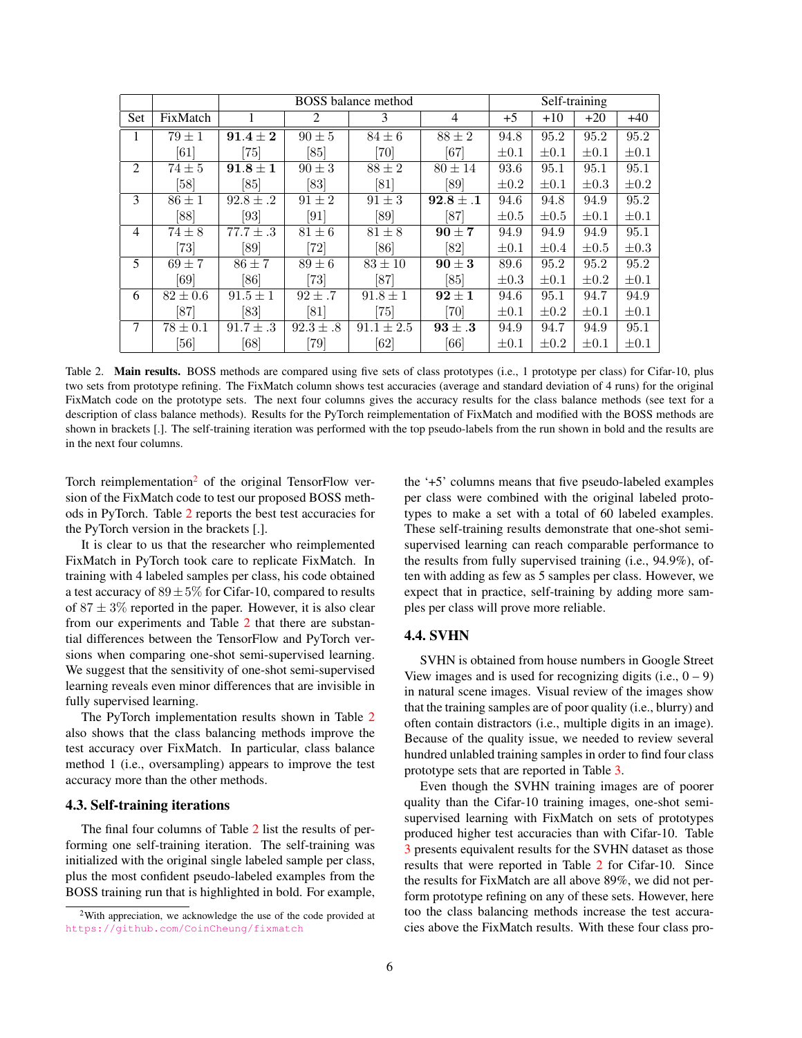| | | BOSS balance method | | | | Self-training | | | |
|---|---|---|---|---|---|---|---|---|---|
| Set | FixMatch | 1 | 2 | 3 | 4 | +5 | +10 | +20 | +40 |
| 1 | $79 \pm 1$ [61] | $\mathbf{91.4 \pm 2}$ [75] | $90 \pm 5$ [85] | $84 \pm 6$ [70] | $88 \pm 2$ [67] | 94.8 $\pm 0.1$ | 95.2 $\pm 0.1$ | 95.2 $\pm 0.1$ | 95.2 $\pm 0.1$ |
| 2 | $74 \pm 5$ [58] | $\mathbf{91.8 \pm 1}$ [85] | $90 \pm 3$ [83] | $88 \pm 2$ [81] | $80 \pm 14$ [89] | 93.6 $\pm 0.2$ | 95.1 $\pm 0.1$ | 95.1 $\pm 0.3$ | 95.1 $\pm 0.2$ |
| 3 | $86 \pm 1$ [88] | $92.8 \pm .2$ [93] | $91 \pm 2$ [91] | $91 \pm 3$ [89] | $\mathbf{92.8 \pm .1}$ [87] | 94.6 $\pm 0.5$ | 94.8 $\pm 0.5$ | 94.9 $\pm 0.1$ | 95.2 $\pm 0.1$ |
| 4 | $74 \pm 8$ [73] | $77.7 \pm .3$ [89] | $81 \pm 6$ [72] | $81 \pm 8$ [86] | $\mathbf{90 \pm 7}$ [82] | 94.9 $\pm 0.1$ | 94.9 $\pm 0.4$ | 94.9 $\pm 0.5$ | 95.1 $\pm 0.3$ |
| 5 | $69 \pm 7$ [69] | $86 \pm 7$ [86] | $89 \pm 6$ [73] | $83 \pm 10$ [87] | $\mathbf{90 \pm 3}$ [85] | 89.6 $\pm 0.3$ | 95.2 $\pm 0.1$ | 95.2 $\pm 0.2$ | 95.2 $\pm 0.1$ |
| 6 | $82 \pm 0.6$ [87] | $91.5 \pm 1$ [83] | $92 \pm .7$ [81] | $91.8 \pm 1$ [75] | $\mathbf{92 \pm 1}$ [70] | 94.6 $\pm 0.1$ | 95.1 $\pm 0.2$ | 94.7 $\pm 0.1$ | 94.9 $\pm 0.1$ |
| 7 | $78 \pm 0.1$ [56] | $91.7 \pm .3$ [68] | $92.3 \pm .8$ [79] | $91.1 \pm 2.5$ [62] | $\mathbf{93 \pm .3}$ [66] | 94.9 $\pm 0.1$ | 94.7 $\pm 0.2$ | 94.9 $\pm 0.1$ | 95.1 $\pm 0.1$ |

Table 2. **Main results.** BOSS methods are compared using five sets of class prototypes (i.e., 1 prototype per class) for Cifar-10, plus two sets from prototype refining. The FixMatch column shows test accuracies (average and standard deviation of 4 runs) for the original FixMatch code on the prototype sets. The next four columns gives the accuracy results for the class balance methods (see text for a description of class balance methods). Results for the PyTorch reimplementation of FixMatch and modified with the BOSS methods are shown in brackets [.]. The self-training iteration was performed with the top pseudo-labels from the run shown in bold and the results are in the next four columns.

Torch reimplementation[2] of the original TensorFlow version of the FixMatch code to test our proposed BOSS methods in PyTorch. Table 2 reports the best test accuracies for the PyTorch version in the brackets [.].

It is clear to us that the researcher who reimplemented FixMatch in PyTorch took care to replicate FixMatch. In training with 4 labeled samples per class, his code obtained a test accuracy of $89 \pm 5\%$ for Cifar-10, compared to results of $87 \pm 3\%$ reported in the paper. However, it is also clear from our experiments and Table 2 that there are substantial differences between the TensorFlow and PyTorch versions when comparing one-shot semi-supervised learning. We suggest that the sensitivity of one-shot semi-supervised learning reveals even minor differences that are invisible in fully supervised learning.

The PyTorch implementation results shown in Table 2 also shows that the class balancing methods improve the test accuracy over FixMatch. In particular, class balance method 1 (i.e., oversampling) appears to improve the test accuracy more than the other methods.

### 4.3. Self-training iterations

The final four columns of Table 2 list the results of performing one self-training iteration. The self-training was initialized with the original single labeled sample per class, plus the most confident pseudo-labeled examples from the BOSS training run that is highlighted in bold. For example, the '+5' columns means that five pseudo-labeled examples per class were combined with the original labeled prototypes to make a set with a total of 60 labeled examples. These self-training results demonstrate that one-shot semi-supervised learning can reach comparable performance to the results from fully supervised training (i.e., 94.9%), often with adding as few as 5 samples per class. However, we expect that in practice, self-training by adding more samples per class will prove more reliable.

### 4.4. SVHN

SVHN is obtained from house numbers in Google Street View images and is used for recognizing digits (i.e., 0 – 9) in natural scene images. Visual review of the images show that the training samples are of poor quality (i.e., blurry) and often contain distractors (i.e., multiple digits in an image). Because of the quality issue, we needed to review several hundred unlabeled training samples in order to find four class prototype sets that are reported in Table 3.

Even though the SVHN training images are of poorer quality than the Cifar-10 training images, one-shot semi-supervised learning with FixMatch on sets of prototypes produced higher test accuracies than with Cifar-10. Table 3 presents equivalent results for the SVHN dataset as those results that were reported in Table 2 for Cifar-10. Since the results for FixMatch are all above 89%, we did not perform prototype refining on any of these sets. However, here too the class balancing methods increase the test accuracies above the FixMatch results. With these four class pro-

[2] With appreciation, we acknowledge the use of the code provided at https://github.com/CoinCheung/fixmatch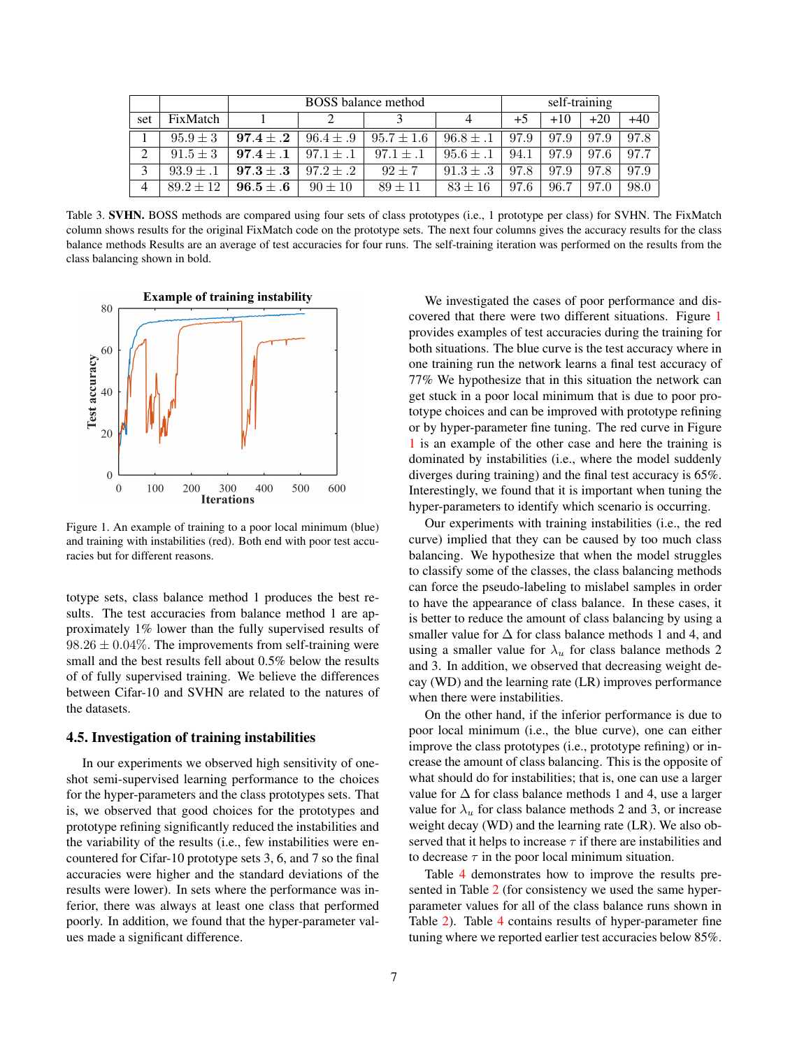| | | BOSS balance method | | | | self-training | | | |
|---|---|---|---|---|---|---|---|---|---|
| set | FixMatch | 1 | 2 | 3 | 4 | +5 | +10 | +20 | +40 |
| 1 | $95.9 \pm 3$ | $\mathbf{97.4 \pm .2}$ | $96.4 \pm .9$ | $95.7 \pm 1.6$ | $96.8 \pm .1$ | 97.9 | 97.9 | 97.9 | 97.8 |
| 2 | $91.5 \pm 3$ | $\mathbf{97.4 \pm .1}$ | $97.1 \pm .1$ | $97.1 \pm .1$ | $95.6 \pm .1$ | 94.1 | 97.9 | 97.6 | 97.7 |
| 3 | $93.9 \pm .1$ | $\mathbf{97.3 \pm .3}$ | $97.2 \pm .2$ | $92 \pm 7$ | $91.3 \pm .3$ | 97.8 | 97.9 | 97.8 | 97.9 |
| 4 | $89.2 \pm 12$ | $\mathbf{96.5 \pm .6}$ | $90 \pm 10$ | $89 \pm 11$ | $83 \pm 16$ | 97.6 | 96.7 | 97.0 | 98.0 |

Table 3. **SVHN.** BOSS methods are compared using four sets of class prototypes (i.e., 1 prototype per class) for SVHN. The FixMatch column shows results for the original FixMatch code on the prototype sets. The next four columns gives the accuracy results for the class balance methods Results are an average of test accuracies for four runs. The self-training iteration was performed on the results from the class balancing shown in bold.

Figure 1. An example of training to a poor local minimum (blue) and training with instabilities (red). Both end with poor test accuracies but for different reasons.

totype sets, class balance method 1 produces the best results. The test accuracies from balance method 1 are approximately 1% lower than the fully supervised results of $98.26 \pm 0.04\%$. The improvements from self-training were small and the best results fell about 0.5% below the results of of fully supervised training. We believe the differences between Cifar-10 and SVHN are related to the natures of the datasets.

### 4.5. Investigation of training instabilities

In our experiments we observed high sensitivity of one-shot semi-supervised learning performance to the choices for the hyper-parameters and the class prototypes sets. That is, we observed that good choices for the prototypes and prototype refining significantly reduced the instabilities and the variability of the results (i.e., few instabilities were encountered for Cifar-10 prototype sets 3, 6, and 7 so the final accuracies were higher and the standard deviations of the results were lower). In sets where the performance was inferior, there was always at least one class that performed poorly. In addition, we found that the hyper-parameter values made a significant difference.

We investigated the cases of poor performance and discovered that there were two different situations. Figure 1 provides examples of test accuracies during the training for both situations. The blue curve is the test accuracy where in one training run the network learns a final test accuracy of 77% We hypothesize that in this situation the network can get stuck in a poor local minimum that is due to poor prototype choices and can be improved with prototype refining or by hyper-parameter fine tuning. The red curve in Figure 1 is an example of the other case and here the training is dominated by instabilities (i.e., where the model suddenly diverges during training) and the final test accuracy is 65%. Interestingly, we found that it is important when tuning the hyper-parameters to identify which scenario is occurring.

Our experiments with training instabilities (i.e., the red curve) implied that they can be caused by too much class balancing. We hypothesize that when the model struggles to classify some of the classes, the class balancing methods can force the pseudo-labeling to mislabel samples in order to have the appearance of class balance. In these cases, it is better to reduce the amount of class balancing by using a smaller value for $\Delta$ for class balance methods 1 and 4, and using a smaller value for $\lambda_u$ for class balance methods 2 and 3. In addition, we observed that decreasing weight decay (WD) and the learning rate (LR) improves performance when there were instabilities.

On the other hand, if the inferior performance is due to poor local minimum (i.e., the blue curve), one can either improve the class prototypes (i.e., prototype refining) or increase the amount of class balancing. This is the opposite of what should do for instabilities; that is, one can use a larger value for $\Delta$ for class balance methods 1 and 4, use a larger value for $\lambda_u$ for class balance methods 2 and 3, or increase weight decay (WD) and the learning rate (LR). We also observed that it helps to increase $\tau$ if there are instabilities and to decrease $\tau$ in the poor local minimum situation.

Table 4 demonstrates how to improve the results presented in Table 2 (for consistency we used the same hyper-parameter values for all of the class balance runs shown in Table 2). Table 4 contains results of hyper-parameter fine tuning where we reported earlier test accuracies below 85%.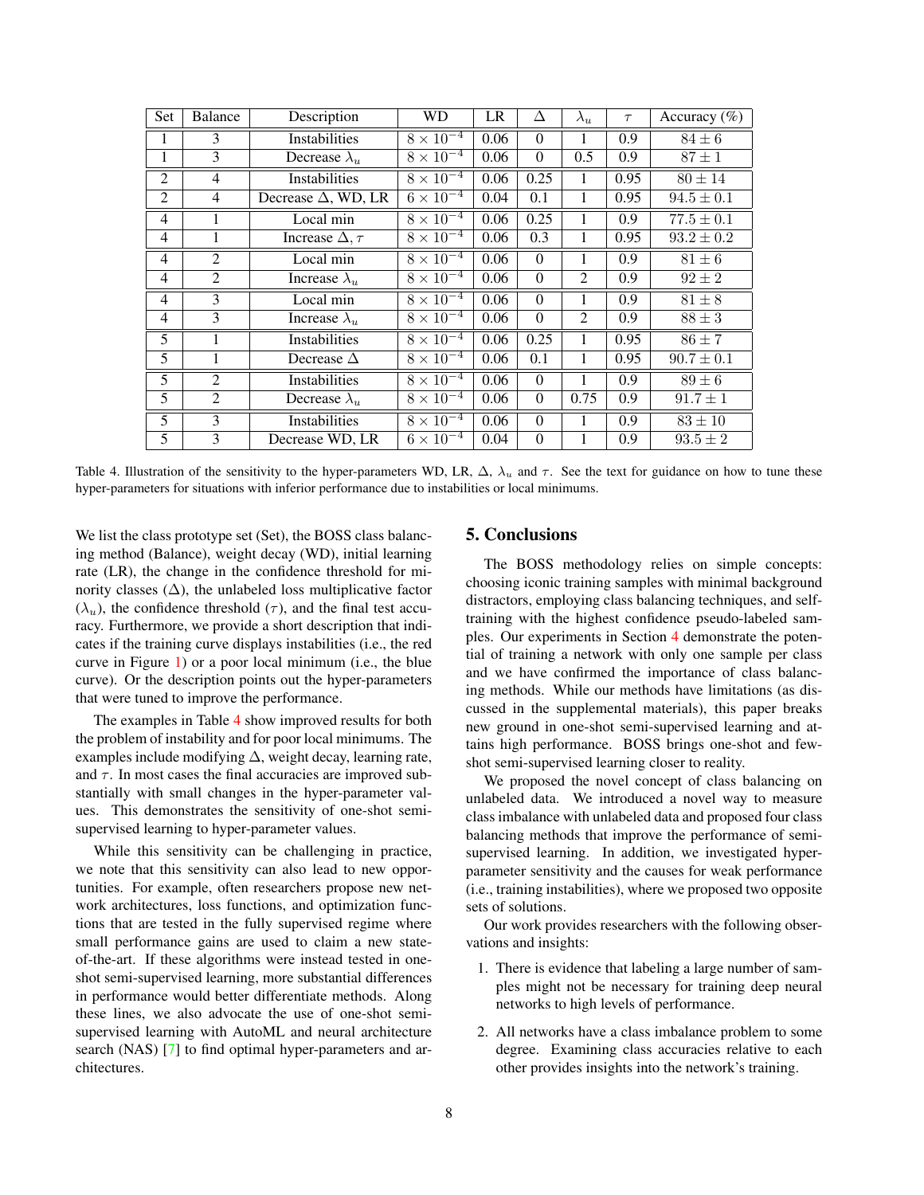| Set | Balance | Description | WD | LR | $\Delta$ | $\lambda_u$ | $\tau$ | Accuracy (%) |
|---|---|---|---|---|---|---|---|---|
| 1 | 3 | Instabilities | $8 \times 10^{-4}$ | 0.06 | 0 | 1 | 0.9 | $84 \pm 6$ |
| 1 | 3 | Decrease $\lambda_u$ | $8 \times 10^{-4}$ | 0.06 | 0 | 0.5 | 0.9 | $87 \pm 1$ |
| 2 | 4 | Instabilities | $8 \times 10^{-4}$ | 0.06 | 0.25 | 1 | 0.95 | $80 \pm 14$ |
| 2 | 4 | Decrease $\Delta$, WD, LR | $6 \times 10^{-4}$ | 0.04 | 0.1 | 1 | 0.95 | $94.5 \pm 0.1$ |
| 4 | 1 | Local min | $8 \times 10^{-4}$ | 0.06 | 0.25 | 1 | 0.9 | $77.5 \pm 0.1$ |
| 4 | 1 | Increase $\Delta$, $\tau$ | $8 \times 10^{-4}$ | 0.06 | 0.3 | 1 | 0.95 | $93.2 \pm 0.2$ |
| 4 | 2 | Local min | $8 \times 10^{-4}$ | 0.06 | 0 | 1 | 0.9 | $81 \pm 6$ |
| 4 | 2 | Increase $\lambda_u$ | $8 \times 10^{-4}$ | 0.06 | 0 | 2 | 0.9 | $92 \pm 2$ |
| 4 | 3 | Local min | $8 \times 10^{-4}$ | 0.06 | 0 | 1 | 0.9 | $81 \pm 8$ |
| 4 | 3 | Increase $\lambda_u$ | $8 \times 10^{-4}$ | 0.06 | 0 | 2 | 0.9 | $88 \pm 3$ |
| 5 | 1 | Instabilities | $8 \times 10^{-4}$ | 0.06 | 0.25 | 1 | 0.95 | $86 \pm 7$ |
| 5 | 1 | Decrease $\Delta$ | $8 \times 10^{-4}$ | 0.06 | 0.1 | 1 | 0.95 | $90.7 \pm 0.1$ |
| 5 | 2 | Instabilities | $8 \times 10^{-4}$ | 0.06 | 0 | 1 | 0.9 | $89 \pm 6$ |
| 5 | 2 | Decrease $\lambda_u$ | $8 \times 10^{-4}$ | 0.06 | 0 | 0.75 | 0.9 | $91.7 \pm 1$ |
| 5 | 3 | Instabilities | $8 \times 10^{-4}$ | 0.06 | 0 | 1 | 0.9 | $83 \pm 10$ |
| 5 | 3 | Decrease WD, LR | $6 \times 10^{-4}$ | 0.04 | 0 | 1 | 0.9 | $93.5 \pm 2$ |

Table 4. Illustration of the sensitivity to the hyper-parameters WD, LR, $\Delta$, $\lambda_u$ and $\tau$. See the text for guidance on how to tune these hyper-parameters for situations with inferior performance due to instabilities or local minimums.

We list the class prototype set (Set), the BOSS class balancing method (Balance), weight decay (WD), initial learning rate (LR), the change in the confidence threshold for minority classes ($\Delta$), the unlabeled loss multiplicative factor ($\lambda_u$), the confidence threshold ($\tau$), and the final test accuracy. Furthermore, we provide a short description that indicates if the training curve displays instabilities (i.e., the red curve in Figure 1) or a poor local minimum (i.e., the blue curve). Or the description points out the hyper-parameters that were tuned to improve the performance.

The examples in Table 4 show improved results for both the problem of instability and for poor local minimums. The examples include modifying $\Delta$, weight decay, learning rate, and $\tau$. In most cases the final accuracies are improved substantially with small changes in the hyper-parameter values. This demonstrates the sensitivity of one-shot semi-supervised learning to hyper-parameter values.

While this sensitivity can be challenging in practice, we note that this sensitivity can also lead to new opportunities. For example, often researchers propose new network architectures, loss functions, and optimization functions that are tested in the fully supervised regime where small performance gains are used to claim a new state-of-the-art. If these algorithms were instead tested in one-shot semi-supervised learning, more substantial differences in performance would better differentiate methods. Along these lines, we also advocate the use of one-shot semi-supervised learning with AutoML and neural architecture search (NAS) [7] to find optimal hyper-parameters and architectures.

## 5. Conclusions

The BOSS methodology relies on simple concepts: choosing iconic training samples with minimal background distractors, employing class balancing techniques, and self-training with the highest confidence pseudo-labeled samples. Our experiments in Section 4 demonstrate the potential of training a network with only one sample per class and we have confirmed the importance of class balancing methods. While our methods have limitations (as discussed in the supplemental materials), this paper breaks new ground in one-shot semi-supervised learning and attains high performance. BOSS brings one-shot and few-shot semi-supervised learning closer to reality.

We proposed the novel concept of class balancing on unlabeled data. We introduced a novel way to measure class imbalance with unlabeled data and proposed four class balancing methods that improve the performance of semi-supervised learning. In addition, we investigated hyper-parameter sensitivity and the causes for weak performance (i.e., training instabilities), where we proposed two opposite sets of solutions.

Our work provides researchers with the following observations and insights:

1. There is evidence that labeling a large number of samples might not be necessary for training deep neural networks to high levels of performance.
2. All networks have a class imbalance problem to some degree. Examining class accuracies relative to each other provides insights into the network's training.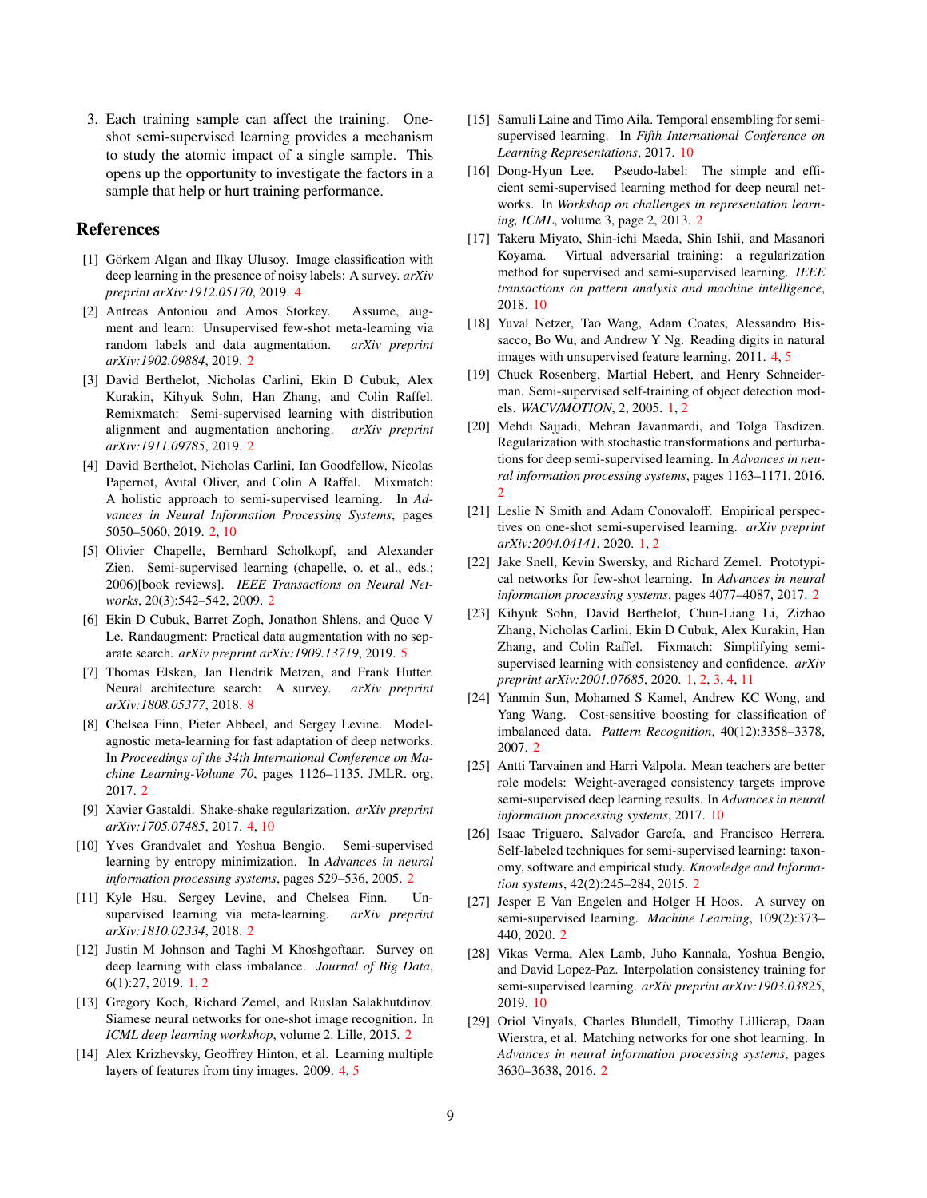3. Each training sample can affect the training. One-shot semi-supervised learning provides a mechanism to study the atomic impact of a single sample. This opens up the opportunity to investigate the factors in a sample that help or hurt training performance.

## References

[1] Görkem Algan and Ilkay Ulusoy. Image classification with deep learning in the presence of noisy labels: A survey. *arXiv preprint arXiv:1912.05170*, 2019. 4

[2] Antreas Antoniou and Amos Storkey. Assume, augment and learn: Unsupervised few-shot meta-learning via random labels and data augmentation. *arXiv preprint arXiv:1902.09884*, 2019. 2

[3] David Berthelot, Nicholas Carlini, Ekin D Cubuk, Alex Kurakin, Kihyuk Sohn, Han Zhang, and Colin Raffel. Remixmatch: Semi-supervised learning with distribution alignment and augmentation anchoring. *arXiv preprint arXiv:1911.09785*, 2019. 2

[4] David Berthelot, Nicholas Carlini, Ian Goodfellow, Nicolas Papernot, Avital Oliver, and Colin A Raffel. Mixmatch: A holistic approach to semi-supervised learning. In *Advances in Neural Information Processing Systems*, pages 5050–5060, 2019. 2, 10

[5] Olivier Chapelle, Bernhard Scholkopf, and Alexander Zien. Semi-supervised learning (chapelle, o. et al., eds.; 2006)[book reviews]. *IEEE Transactions on Neural Networks*, 20(3):542–542, 2009. 2

[6] Ekin D Cubuk, Barret Zoph, Jonathon Shlens, and Quoc V Le. Randaugment: Practical data augmentation with no separate search. *arXiv preprint arXiv:1909.13719*, 2019. 5

[7] Thomas Elsken, Jan Hendrik Metzen, and Frank Hutter. Neural architecture search: A survey. *arXiv preprint arXiv:1808.05377*, 2018. 8

[8] Chelsea Finn, Pieter Abbeel, and Sergey Levine. Model-agnostic meta-learning for fast adaptation of deep networks. In *Proceedings of the 34th International Conference on Machine Learning-Volume 70*, pages 1126–1135. JMLR. org, 2017. 2

[9] Xavier Gastaldi. Shake-shake regularization. *arXiv preprint arXiv:1705.07485*, 2017. 4, 10

[10] Yves Grandvalet and Yoshua Bengio. Semi-supervised learning by entropy minimization. In *Advances in neural information processing systems*, pages 529–536, 2005. 2

[11] Kyle Hsu, Sergey Levine, and Chelsea Finn. Unsupervised learning via meta-learning. *arXiv preprint arXiv:1810.02334*, 2018. 2

[12] Justin M Johnson and Taghi M Khoshgoftaar. Survey on deep learning with class imbalance. *Journal of Big Data*, 6(1):27, 2019. 1, 2

[13] Gregory Koch, Richard Zemel, and Ruslan Salakhutdinov. Siamese neural networks for one-shot image recognition. In *ICML deep learning workshop*, volume 2. Lille, 2015. 2

[14] Alex Krizhevsky, Geoffrey Hinton, et al. Learning multiple layers of features from tiny images. 2009. 4, 5

[15] Samuli Laine and Timo Aila. Temporal ensembling for semi-supervised learning. In *Fifth International Conference on Learning Representations*, 2017. 10

[16] Dong-Hyun Lee. Pseudo-label: The simple and efficient semi-supervised learning method for deep neural networks. In *Workshop on challenges in representation learning, ICML*, volume 3, page 2, 2013. 2

[17] Takeru Miyato, Shin-ichi Maeda, Shin Ishii, and Masanori Koyama. Virtual adversarial training: a regularization method for supervised and semi-supervised learning. *IEEE transactions on pattern analysis and machine intelligence*, 2018. 10

[18] Yuval Netzer, Tao Wang, Adam Coates, Alessandro Bissacco, Bo Wu, and Andrew Y Ng. Reading digits in natural images with unsupervised feature learning. 2011. 4, 5

[19] Chuck Rosenberg, Martial Hebert, and Henry Schneiderman. Semi-supervised self-training of object detection models. *WACV/MOTION*, 2, 2005. 1, 2

[20] Mehdi Sajjadi, Mehran Javanmardi, and Tolga Tasdizen. Regularization with stochastic transformations and perturbations for deep semi-supervised learning. In *Advances in neural information processing systems*, pages 1163–1171, 2016. 2

[21] Leslie N Smith and Adam Conovaloff. Empirical perspectives on one-shot semi-supervised learning. *arXiv preprint arXiv:2004.04141*, 2020. 1, 2

[22] Jake Snell, Kevin Swersky, and Richard Zemel. Prototypical networks for few-shot learning. In *Advances in neural information processing systems*, pages 4077–4087, 2017. 2

[23] Kihyuk Sohn, David Berthelot, Chun-Liang Li, Zizhao Zhang, Nicholas Carlini, Ekin D Cubuk, Alex Kurakin, Han Zhang, and Colin Raffel. Fixmatch: Simplifying semi-supervised learning with consistency and confidence. *arXiv preprint arXiv:2001.07685*, 2020. 1, 2, 3, 4, 11

[24] Yanmin Sun, Mohamed S Kamel, Andrew KC Wong, and Yang Wang. Cost-sensitive boosting for classification of imbalanced data. *Pattern Recognition*, 40(12):3358–3378, 2007. 2

[25] Antti Tarvainen and Harri Valpola. Mean teachers are better role models: Weight-averaged consistency targets improve semi-supervised deep learning results. In *Advances in neural information processing systems*, 2017. 10

[26] Isaac Triguero, Salvador García, and Francisco Herrera. Self-labeled techniques for semi-supervised learning: taxonomy, software and empirical study. *Knowledge and Information systems*, 42(2):245–284, 2015. 2

[27] Jesper E Van Engelen and Holger H Hoos. A survey on semi-supervised learning. *Machine Learning*, 109(2):373–440, 2020. 2

[28] Vikas Verma, Alex Lamb, Juho Kannala, Yoshua Bengio, and David Lopez-Paz. Interpolation consistency training for semi-supervised learning. *arXiv preprint arXiv:1903.03825*, 2019. 10

[29] Oriol Vinyals, Charles Blundell, Timothy Lillicrap, Daan Wierstra, et al. Matching networks for one shot learning. In *Advances in neural information processing systems*, pages 3630–3638, 2016. 2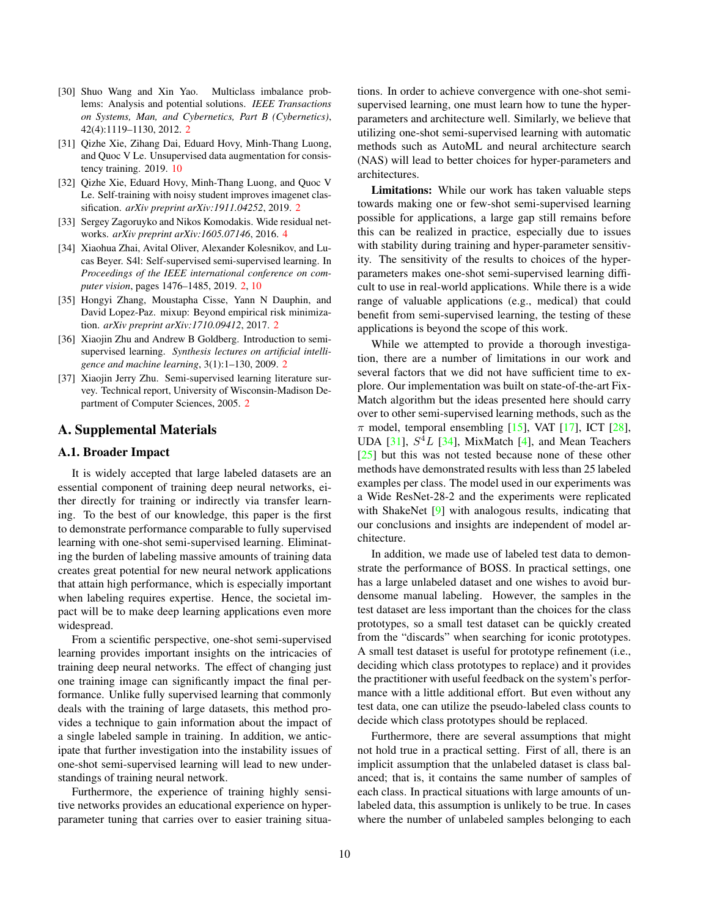[30] Shuo Wang and Xin Yao. Multiclass imbalance problems: Analysis and potential solutions. *IEEE Transactions on Systems, Man, and Cybernetics, Part B (Cybernetics)*, 42(4):1119–1130, 2012. 2

[31] Qizhe Xie, Zihang Dai, Eduard Hovy, Minh-Thang Luong, and Quoc V Le. Unsupervised data augmentation for consistency training. 2019. 10

[32] Qizhe Xie, Eduard Hovy, Minh-Thang Luong, and Quoc V Le. Self-training with noisy student improves imagenet classification. *arXiv preprint arXiv:1911.04252*, 2019. 2

[33] Sergey Zagoruyko and Nikos Komodakis. Wide residual networks. *arXiv preprint arXiv:1605.07146*, 2016. 4

[34] Xiaohua Zhai, Avital Oliver, Alexander Kolesnikov, and Lucas Beyer. S4l: Self-supervised semi-supervised learning. In *Proceedings of the IEEE international conference on computer vision*, pages 1476–1485, 2019. 2, 10

[35] Hongyi Zhang, Moustapha Cisse, Yann N Dauphin, and David Lopez-Paz. mixup: Beyond empirical risk minimization. *arXiv preprint arXiv:1710.09412*, 2017. 2

[36] Xiaojin Zhu and Andrew B Goldberg. Introduction to semi-supervised learning. *Synthesis lectures on artificial intelligence and machine learning*, 3(1):1–130, 2009. 2

[37] Xiaojin Jerry Zhu. Semi-supervised learning literature survey. Technical report, University of Wisconsin-Madison Department of Computer Sciences, 2005. 2

## A. Supplemental Materials

### A.1. Broader Impact

It is widely accepted that large labeled datasets are an essential component of training deep neural networks, either directly for training or indirectly via transfer learning. To the best of our knowledge, this paper is the first to demonstrate performance comparable to fully supervised learning with one-shot semi-supervised learning. Eliminating the burden of labeling massive amounts of training data creates great potential for new neural network applications that attain high performance, which is especially important when labeling requires expertise. Hence, the societal impact will be to make deep learning applications even more widespread.

From a scientific perspective, one-shot semi-supervised learning provides important insights on the intricacies of training deep neural networks. The effect of changing just one training image can significantly impact the final performance. Unlike fully supervised learning that commonly deals with the training of large datasets, this method provides a technique to gain information about the impact of a single labeled sample in training. In addition, we anticipate that further investigation into the instability issues of one-shot semi-supervised learning will lead to new understandings of training neural network.

Furthermore, the experience of training highly sensitive networks provides an educational experience on hyper-parameter tuning that carries over to easier training situations. In order to achieve convergence with one-shot semi-supervised learning, one must learn how to tune the hyper-parameters and architecture well. Similarly, we believe that utilizing one-shot semi-supervised learning with automatic methods such as AutoML and neural architecture search (NAS) will lead to better choices for hyper-parameters and architectures.

**Limitations:** While our work has taken valuable steps towards making one or few-shot semi-supervised learning possible for applications, a large gap still remains before this can be realized in practice, especially due to issues with stability during training and hyper-parameter sensitivity. The sensitivity of the results to choices of the hyper-parameters makes one-shot semi-supervised learning difficult to use in real-world applications. While there is a wide range of valuable applications (e.g., medical) that could benefit from semi-supervised learning, the testing of these applications is beyond the scope of this work.

While we attempted to provide a thorough investigation, there are a number of limitations in our work and several factors that we did not have sufficient time to explore. Our implementation was built on state-of-the-art FixMatch algorithm but the ideas presented here should carry over to other semi-supervised learning methods, such as the $\pi$ model, temporal ensembling [15], VAT [17], ICT [28], UDA [31], $S^4L$ [34], MixMatch [4], and Mean Teachers [25] but this was not tested because none of these other methods have demonstrated results with less than 25 labeled examples per class. The model used in our experiments was a Wide ResNet-28-2 and the experiments were replicated with ShakeNet [9] with analogous results, indicating that our conclusions and insights are independent of model architecture.

In addition, we made use of labeled test data to demonstrate the performance of BOSS. In practical settings, one has a large unlabeled dataset and one wishes to avoid burdensome manual labeling. However, the samples in the test dataset are less important than the choices for the class prototypes, so a small test dataset can be quickly created from the "discards" when searching for iconic prototypes. A small test dataset is useful for prototype refinement (i.e., deciding which class prototypes to replace) and it provides the practitioner with useful feedback on the system's performance with a little additional effort. But even without any test data, one can utilize the pseudo-labeled class counts to decide which class prototypes should be replaced.

Furthermore, there are several assumptions that might not hold true in a practical setting. First of all, there is an implicit assumption that the unlabeled dataset is class balanced; that is, it contains the same number of samples of each class. In practical situations with large amounts of unlabeled data, this assumption is unlikely to be true. In cases where the number of unlabeled samples belonging to each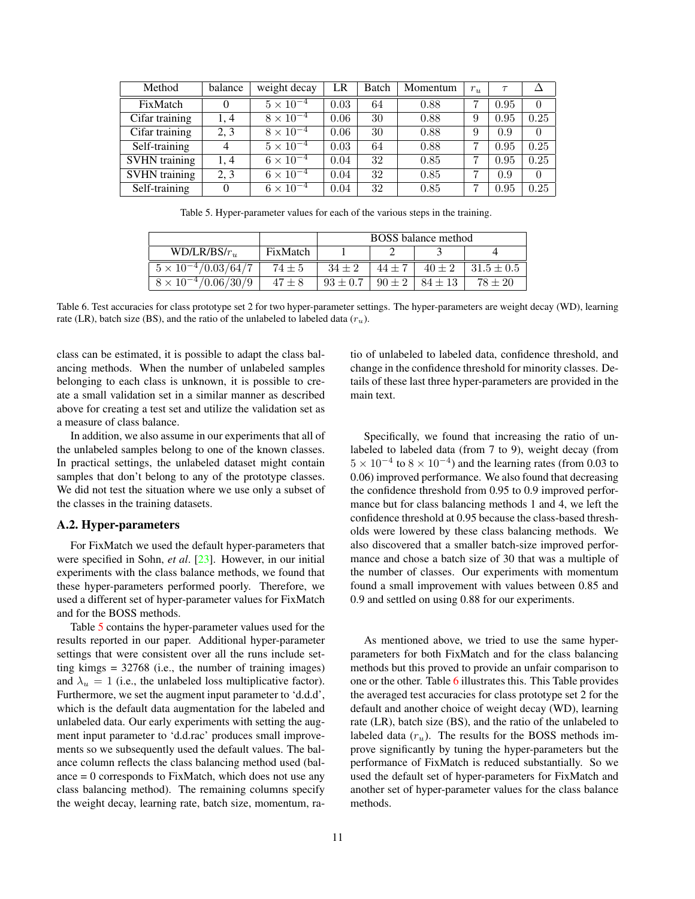| Method | balance | weight decay | LR | Batch | Momentum | $r_u$ | $\tau$ | $\Delta$ |
|---|---|---|---|---|---|---|---|---|
| FixMatch | 0 | $5 \times 10^{-4}$ | 0.03 | 64 | 0.88 | 7 | 0.95 | 0 |
| Cifar training | 1, 4 | $8 \times 10^{-4}$ | 0.06 | 30 | 0.88 | 9 | 0.95 | 0.25 |
| Cifar training | 2, 3 | $8 \times 10^{-4}$ | 0.06 | 30 | 0.88 | 9 | 0.9 | 0 |
| Self-training | 4 | $5 \times 10^{-4}$ | 0.03 | 64 | 0.88 | 7 | 0.95 | 0.25 |
| SVHN training | 1, 4 | $6 \times 10^{-4}$ | 0.04 | 32 | 0.85 | 7 | 0.95 | 0.25 |
| SVHN training | 2, 3 | $6 \times 10^{-4}$ | 0.04 | 32 | 0.85 | 7 | 0.9 | 0 |
| Self-training | 0 | $6 \times 10^{-4}$ | 0.04 | 32 | 0.85 | 7 | 0.95 | 0.25 |

Table 5. Hyper-parameter values for each of the various steps in the training.

| | | BOSS balance method | | | |
|---|---|---|---|---|---|
| WD/LR/BS/$r_u$ | FixMatch | 1 | 2 | 3 | 4 |
| $5 \times 10^{-4}$/0.03/64/7 | $74 \pm 5$ | $34 \pm 2$ | $44 \pm 7$ | $40 \pm 2$ | $31.5 \pm 0.5$ |
| $8 \times 10^{-4}$/0.06/30/9 | $47 \pm 8$ | $93 \pm 0.7$ | $90 \pm 2$ | $84 \pm 13$ | $78 \pm 20$ |

Table 6. Test accuracies for class prototype set 2 for two hyper-parameter settings. The hyper-parameters are weight decay (WD), learning rate (LR), batch size (BS), and the ratio of the unlabeled to labeled data ($r_u$).

class can be estimated, it is possible to adapt the class balancing methods. When the number of unlabeled samples belonging to each class is unknown, it is possible to create a small validation set in a similar manner as described above for creating a test set and utilize the validation set as a measure of class balance.

In addition, we also assume in our experiments that all of the unlabeled samples belong to one of the known classes. In practical settings, the unlabeled dataset might contain samples that don't belong to any of the prototype classes. We did not test the situation where we use only a subset of the classes in the training datasets.

## A.2. Hyper-parameters

For FixMatch we used the default hyper-parameters that were specified in Sohn, *et al*. [23]. However, in our initial experiments with the class balance methods, we found that these hyper-parameters performed poorly. Therefore, we used a different set of hyper-parameter values for FixMatch and for the BOSS methods.

Table 5 contains the hyper-parameter values used for the results reported in our paper. Additional hyper-parameter settings that were consistent over all the runs include setting kimgs = 32768 (i.e., the number of training images) and $\lambda_u = 1$ (i.e., the unlabeled loss multiplicative factor). Furthermore, we set the augment input parameter to 'd.d.d', which is the default data augmentation for the labeled and unlabeled data. Our early experiments with setting the augment input parameter to 'd.d.rac' produces small improvements so we subsequently used the default values. The balance column reflects the class balancing method used (balance = 0 corresponds to FixMatch, which does not use any class balancing method). The remaining columns specify the weight decay, learning rate, batch size, momentum, ratio of unlabeled to labeled data, confidence threshold, and change in the confidence threshold for minority classes. Details of these last three hyper-parameters are provided in the main text.

Specifically, we found that increasing the ratio of unlabeled to labeled data (from 7 to 9), weight decay (from $5 \times 10^{-4}$ to $8 \times 10^{-4}$) and the learning rates (from 0.03 to 0.06) improved performance. We also found that decreasing the confidence threshold from 0.95 to 0.9 improved performance but for class balancing methods 1 and 4, we left the confidence threshold at 0.95 because the class-based thresholds were lowered by these class balancing methods. We also discovered that a smaller batch-size improved performance and chose a batch size of 30 that was a multiple of the number of classes. Our experiments with momentum found a small improvement with values between 0.85 and 0.9 and settled on using 0.88 for our experiments.

As mentioned above, we tried to use the same hyper-parameters for both FixMatch and for the class balancing methods but this proved to provide an unfair comparison to one or the other. Table 6 illustrates this. This Table provides the averaged test accuracies for class prototype set 2 for the default and another choice of weight decay (WD), learning rate (LR), batch size (BS), and the ratio of the unlabeled to labeled data ($r_u$). The results for the BOSS methods improve significantly by tuning the hyper-parameters but the performance of FixMatch is reduced substantially. So we used the default set of hyper-parameters for FixMatch and another set of hyper-parameter values for the class balance methods.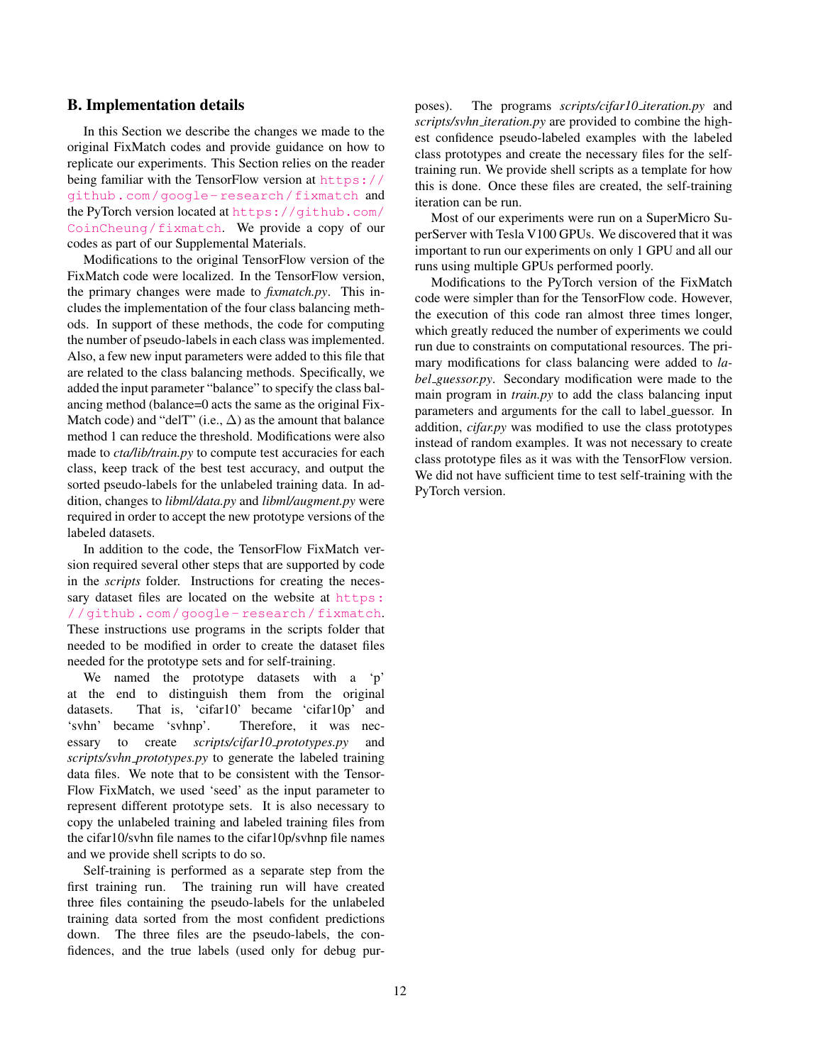## B. Implementation details

In this Section we describe the changes we made to the original FixMatch codes and provide guidance on how to replicate our experiments. This Section relies on the reader being familiar with the TensorFlow version at https://github.com/google-research/fixmatch and the PyTorch version located at https://github.com/CoinCheung/fixmatch. We provide a copy of our codes as part of our Supplemental Materials.

Modifications to the original TensorFlow version of the FixMatch code were localized. In the TensorFlow version, the primary changes were made to *fixmatch.py*. This includes the implementation of the four class balancing methods. In support of these methods, the code for computing the number of pseudo-labels in each class was implemented. Also, a few new input parameters were added to this file that are related to the class balancing methods. Specifically, we added the input parameter "balance" to specify the class balancing method (balance=0 acts the same as the original FixMatch code) and "delT" (i.e., $\Delta$) as the amount that balance method 1 can reduce the threshold. Modifications were also made to *cta/lib/train.py* to compute test accuracies for each class, keep track of the best test accuracy, and output the sorted pseudo-labels for the unlabeled training data. In addition, changes to *libml/data.py* and *libml/augment.py* were required in order to accept the new prototype versions of the labeled datasets.

In addition to the code, the TensorFlow FixMatch version required several other steps that are supported by code in the *scripts* folder. Instructions for creating the necessary dataset files are located on the website at https://github.com/google-research/fixmatch. These instructions use programs in the scripts folder that needed to be modified in order to create the dataset files needed for the prototype sets and for self-training.

We named the prototype datasets with a 'p' at the end to distinguish them from the original datasets. That is, 'cifar10' became 'cifar10p' and 'svhn' became 'svhnp'. Therefore, it was necessary to create *scripts/cifar10_prototypes.py* and *scripts/svhn_prototypes.py* to generate the labeled training data files. We note that to be consistent with the TensorFlow FixMatch, we used 'seed' as the input parameter to represent different prototype sets. It is also necessary to copy the unlabeled training and labeled training files from the cifar10/svhn file names to the cifar10p/svhnp file names and we provide shell scripts to do so.

Self-training is performed as a separate step from the first training run. The training run will have created three files containing the pseudo-labels for the unlabeled training data sorted from the most confident predictions down. The three files are the pseudo-labels, the confidences, and the true labels (used only for debug purposes). The programs *scripts/cifar10_iteration.py* and *scripts/svhn_iteration.py* are provided to combine the highest confidence pseudo-labeled examples with the labeled class prototypes and create the necessary files for the self-training run. We provide shell scripts as a template for how this is done. Once these files are created, the self-training iteration can be run.

Most of our experiments were run on a SuperMicro SuperServer with Tesla V100 GPUs. We discovered that it was important to run our experiments on only 1 GPU and all our runs using multiple GPUs performed poorly.

Modifications to the PyTorch version of the FixMatch code were simpler than for the TensorFlow code. However, the execution of this code ran almost three times longer, which greatly reduced the number of experiments we could run due to constraints on computational resources. The primary modifications for class balancing were added to *label_guessor.py*. Secondary modification were made to the main program in *train.py* to add the class balancing input parameters and arguments for the call to label_guessor. In addition, *cifar.py* was modified to use the class prototypes instead of random examples. It was not necessary to create class prototype files as it was with the TensorFlow version. We did not have sufficient time to test self-training with the PyTorch version.